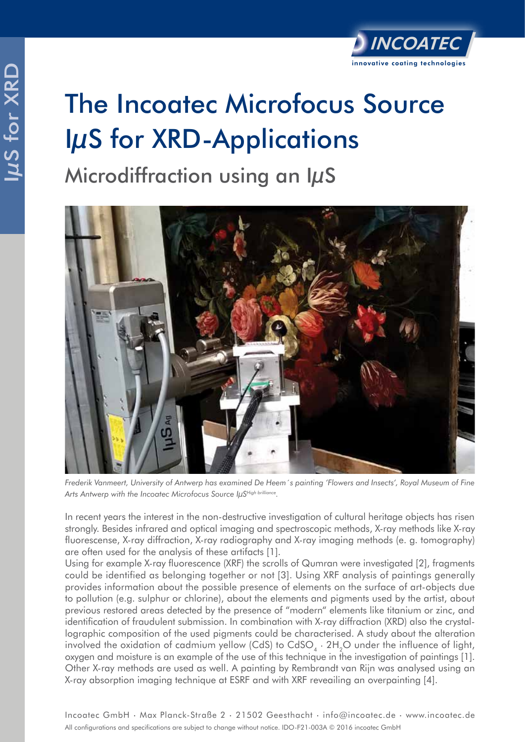# The Incoatec Microfocus Source IμS for XRD-Applications

## Microdiffraction using an IμS

*Frederik Vanmeert, University of Antwerp has examined De Heem´s painting 'Flowers and Insects', Royal Museum of Fine Arts Antwerp with the Incoatec Microfocus Source IμS High brilliance.*

In recent years the interest in the non-destructive investigation of cultural heritage objects has risen strongly. Besides infrared and optical imaging and spectroscopic methods, X-ray methods like X-ray fluorescense, X-ray diffraction, X-ray radiography and X-ray imaging methods (e. g. tomography) are often used for the analysis of these artifacts [1].

Using for example X-ray fluorescence (XRF) the scrolls of Qumran were investigated [2], fragments could be identified as belonging together or not [3]. Using XRF analysis of paintings generally provides information about the possible presence of elements on the surface of art-objects due to pollution (e.g. sulphur or chlorine), about the elements and pigments used by the artist, about previous restored areas detected by the presence of "modern" elements like titanium or zinc, and identification of fraudulent submission. In combination with X-ray diffraction (XRD) also the crystallographic composition of the used pigments could be characterised. A study about the alteration involved the oxidation of cadmium yellow (CdS) to $CdSO_4 \cdot 2H_2O$ under the influence of light, oxygen and moisture is an example of the use of this technique in the investigation of paintings [1]. Other X-ray methods are used as well. A painting by Rembrandt van Rijn was analysed using an X-ray absorption imaging technique at ESRF and with XRF reveailing an overpainting [4].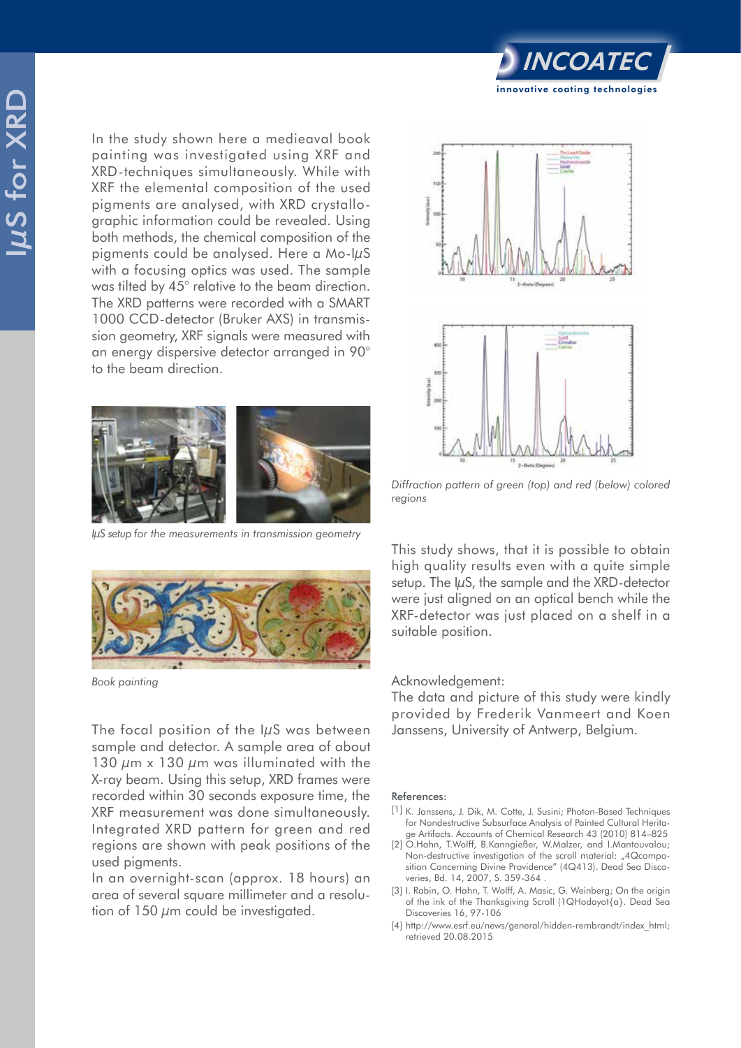In the study shown here a medieaval book painting was investigated using XRF and XRD-techniques simultaneously. While with XRF the elemental composition of the used pigments are analysed, with XRD crystallographic information could be revealed. Using both methods, the chemical composition of the pigments could be analysed. Here a Mo-IμS with a focusing optics was used. The sample was tilted by 45° relative to the beam direction. The XRD patterns were recorded with a SMART 1000 CCD-detector (Bruker AXS) in transmission geometry, XRF signals were measured with an energy dispersive detector arranged in 90° to the beam direction.

*IμS setup for the measurements in transmission geometry*

*Book painting*

The focal position of the IμS was between sample and detector. A sample area of about 130 μm x 130 μm was illuminated with the X-ray beam. Using this setup, XRD frames were recorded within 30 seconds exposure time, the XRF measurement was done simultaneously. Integrated XRD pattern for green and red regions are shown with peak positions of the used pigments.

In an overnight-scan (approx. 18 hours) an area of several square millimeter and a resolution of 150 μm could be investigated.

Tin Lead Oxide
Malachite
Hydrocerussite
Gold
Calcite

Intensity [a.u.]
200
150
100
50
0
10
15
20
25
2-theta (Degrees)

Hydrocerussite
Gold
Cinnabar
Calcite

Intensity [a.u.]
400
300
200
100
0
10
15
20
25
2-theta (Degrees)

*Diffraction pattern of green (top) and red (below) colored regions*

This study shows, that it is possible to obtain high quality results even with a quite simple setup. The IμS, the sample and the XRD-detector were just aligned on an optical bench while the XRF-detector was just placed on a shelf in a suitable position.

Acknowledgement:
The data and picture of this study were kindly provided by Frederik Vanmeert and Koen Janssens, University of Antwerp, Belgium.

References:

[1] K. Janssens, J. Dik, M. Cotte, J. Susini; Photon-Based Techniques for Nondestructive Subsurface Analysis of Painted Cultural Heritage Artifacts. Accounts of Chemical Research 43 (2010) 814–825

[2] O.Hahn, T.Wolff, B.Kanngießer, W.Malzer, and I.Mantouvalou; Non-destructive investigation of the scroll material: „4Qcomposition Concerning Divine Providence" (4Q413). Dead Sea Discoveries, Bd. 14, 2007, S. 359-364 .

[3] I. Rabin, O. Hahn, T. Wolff, A. Masic, G. Weinberg; On the origin of the ink of the Thanksgiving Scroll (1QHodayot{a}. Dead Sea Discoveries 16, 97-106

[4] http://www.esrf.eu/news/general/hidden-rembrandt/index_html; retrieved 20.08.2015